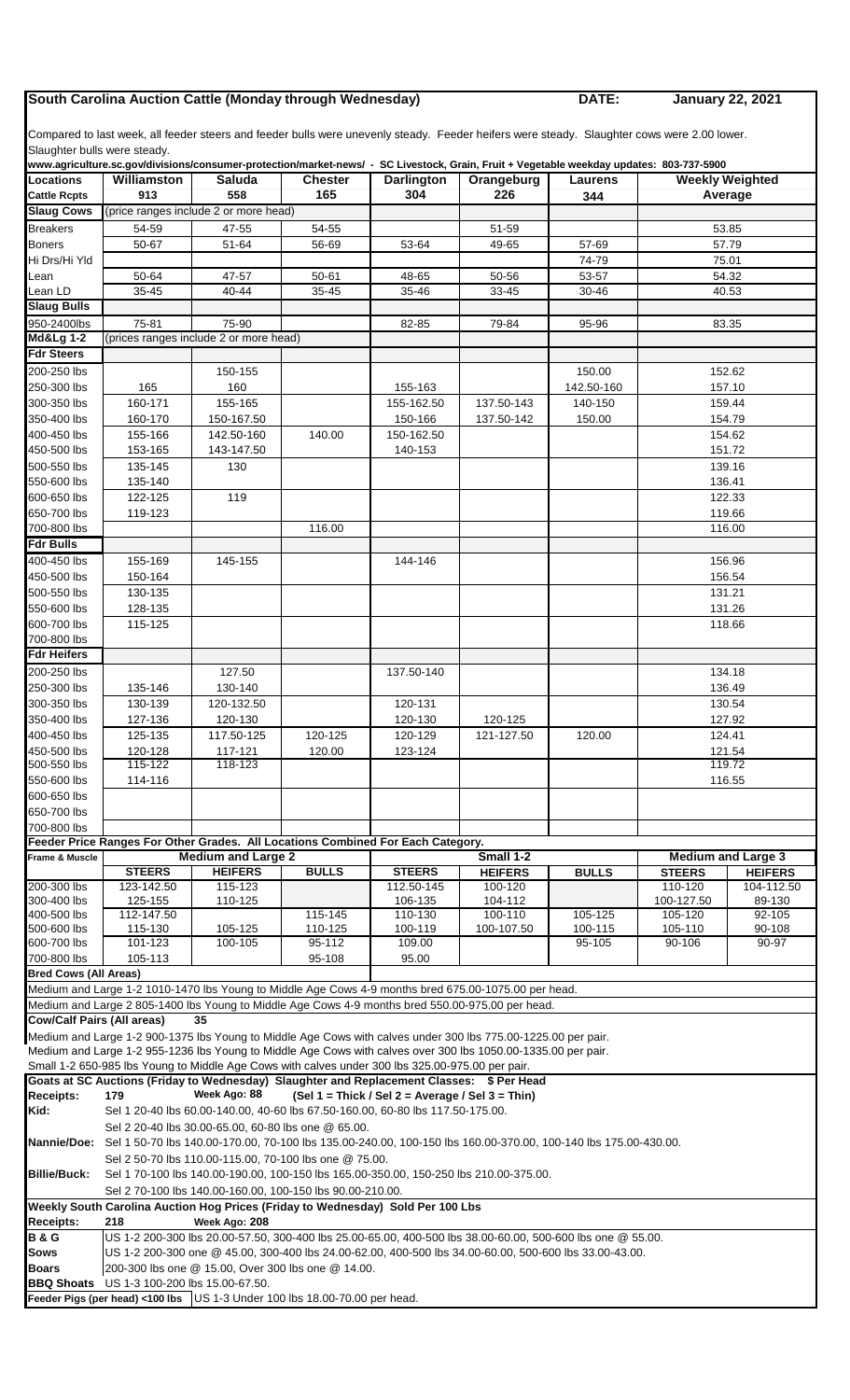# South Carolina Auction Cattle (Monday through Wednesday)

**DATE: January 22, 2021**

Compared to last week, all feeder steers and feeder bulls were unevenly steady. Feeder heifers were steady. Slaughter cows were 2.00 lower. Slaughter bulls were steady.

**www.agriculture.sc.gov/divisions/consumer-protection/market-news/ - SC Livestock, Grain, Fruit + Vegetable weekday updates: 803-737-5900**

| Locations | Williamston | Saluda | Chester | Darlington | Orangeburg | Laurens | Weekly Weighted Average |
|---|---|---|---|---|---|---|---|
| Cattle Rcpts | 913 | 558 | 165 | 304 | 226 | 344 | |
| **Slaug Cows** | (price ranges include 2 or more head) | | | | | | |
| Breakers | 54-59 | 47-55 | 54-55 | | 51-59 | | 53.85 |
| Boners | 50-67 | 51-64 | 56-69 | 53-64 | 49-65 | 57-69 | 57.79 |
| Hi Drs/Hi Yld | | | | | | 74-79 | 75.01 |
| Lean | 50-64 | 47-57 | 50-61 | 48-65 | 50-56 | 53-57 | 54.32 |
| Lean LD | 35-45 | 40-44 | 35-45 | 35-46 | 33-45 | 30-46 | 40.53 |
| **Slaug Bulls** | | | | | | | |
| 950-2400lbs | 75-81 | 75-90 | | 82-85 | 79-84 | 95-96 | 83.35 |
| **Md&Lg 1-2** | (prices ranges include 2 or more head) | | | | | | |
| **Fdr Steers** | | | | | | | |
| 200-250 lbs | | 150-155 | | | | 150.00 | 152.62 |
| 250-300 lbs | 165 | 160 | | 155-163 | | 142.50-160 | 157.10 |
| 300-350 lbs | 160-171 | 155-165 | | 155-162.50 | 137.50-143 | 140-150 | 159.44 |
| 350-400 lbs | 160-170 | 150-167.50 | | 150-166 | 137.50-142 | 150.00 | 154.79 |
| 400-450 lbs | 155-166 | 142.50-160 | 140.00 | 150-162.50 | | | 154.62 |
| 450-500 lbs | 153-165 | 143-147.50 | | 140-153 | | | 151.72 |
| 500-550 lbs | 135-145 | 130 | | | | | 139.16 |
| 550-600 lbs | 135-140 | | | | | | 136.41 |
| 600-650 lbs | 122-125 | 119 | | | | | 122.33 |
| 650-700 lbs | 119-123 | | | | | | 119.66 |
| 700-800 lbs | | | 116.00 | | | | 116.00 |
| **Fdr Bulls** | | | | | | | |
| 400-450 lbs | 155-169 | 145-155 | | 144-146 | | | 156.96 |
| 450-500 lbs | 150-164 | | | | | | 156.54 |
| 500-550 lbs | 130-135 | | | | | | 131.21 |
| 550-600 lbs | 128-135 | | | | | | 131.26 |
| 600-700 lbs | 115-125 | | | | | | 118.66 |
| 700-800 lbs | | | | | | | |
| **Fdr Heifers** | | | | | | | |
| 200-250 lbs | | 127.50 | | 137.50-140 | | | 134.18 |
| 250-300 lbs | 135-146 | 130-140 | | | | | 136.49 |
| 300-350 lbs | 130-139 | 120-132.50 | | 120-131 | | | 130.54 |
| 350-400 lbs | 127-136 | 120-130 | | 120-130 | 120-125 | | 127.92 |
| 400-450 lbs | 125-135 | 117.50-125 | 120-125 | 120-129 | 121-127.50 | 120.00 | 124.41 |
| 450-500 lbs | 120-128 | 117-121 | 120.00 | 123-124 | | | 121.54 |
| 500-550 lbs | 115-122 | 118-123 | | | | | 119.72 |
| 550-600 lbs | 114-116 | | | | | | 116.55 |
| 600-650 lbs | | | | | | | |
| 650-700 lbs | | | | | | | |
| 700-800 lbs | | | | | | | |

**Feeder Price Ranges For Other Grades. All Locations Combined For Each Category.**

| Frame & Muscle | Medium and Large 2 | | | Small 1-2 | | | Medium and Large 3 | |
|---|---|---|---|---|---|---|---|---|
| | **STEERS** | **HEIFERS** | **BULLS** | **STEERS** | **HEIFERS** | **BULLS** | **STEERS** | **HEIFERS** |
| 200-300 lbs | 123-142.50 | 115-123 | | 112.50-145 | 100-120 | | 110-120 | 104-112.50 |
| 300-400 lbs | 125-155 | 110-125 | | 106-135 | 104-112 | | 100-127.50 | 89-130 |
| 400-500 lbs | 112-147.50 | | 115-145 | 110-130 | 100-110 | 105-125 | 105-120 | 92-105 |
| 500-600 lbs | 115-130 | 105-125 | 110-125 | 100-119 | 100-107.50 | 100-115 | 105-110 | 90-108 |
| 600-700 lbs | 101-123 | 100-105 | 95-112 | 109.00 | | 95-105 | 90-106 | 90-97 |
| 700-800 lbs | 105-113 | | 95-108 | 95.00 | | | | |

**Bred Cows (All Areas)**

Medium and Large 1-2 1010-1470 lbs Young to Middle Age Cows 4-9 months bred 675.00-1075.00 per head.

Medium and Large 2 805-1400 lbs Young to Middle Age Cows 4-9 months bred 550.00-975.00 per head.

**Cow/Calf Pairs (All areas)** 35

Medium and Large 1-2 900-1375 lbs Young to Middle Age Cows with calves under 300 lbs 775.00-1225.00 per pair.

Medium and Large 1-2 955-1236 lbs Young to Middle Age Cows with calves over 300 lbs 1050.00-1335.00 per pair.

Small 1-2 650-985 lbs Young to Middle Age Cows with calves under 300 lbs 325.00-975.00 per pair.

**Goats at SC Auctions (Friday to Wednesday) Slaughter and Replacement Classes: $ Per Head**

**Receipts:** 179 **Week Ago: 88** **(Sel 1 = Thick / Sel 2 = Average / Sel 3 = Thin)**

**Kid:** Sel 1 20-40 lbs 60.00-140.00, 40-60 lbs 67.50-160.00, 60-80 lbs 117.50-175.00.
Sel 2 20-40 lbs 30.00-65.00, 60-80 lbs one @ 65.00.

**Nannie/Doe:** Sel 1 50-70 lbs 140.00-170.00, 70-100 lbs 135.00-240.00, 100-150 lbs 160.00-370.00, 100-140 lbs 175.00-430.00.
Sel 2 50-70 lbs 110.00-115.00, 70-100 lbs one @ 75.00.

**Billie/Buck:** Sel 1 70-100 lbs 140.00-190.00, 100-150 lbs 165.00-350.00, 150-250 lbs 210.00-375.00.
Sel 2 70-100 lbs 140.00-160.00, 100-150 lbs 90.00-210.00.

**Weekly South Carolina Auction Hog Prices (Friday to Wednesday) Sold Per 100 Lbs**

**Receipts:** 218 **Week Ago: 208**

**B & G** US 1-2 200-300 lbs 20.00-57.50, 300-400 lbs 25.00-65.00, 400-500 lbs 38.00-60.00, 500-600 lbs one @ 55.00.

**Sows** US 1-2 200-300 one @ 45.00, 300-400 lbs 24.00-62.00, 400-500 lbs 34.00-60.00, 500-600 lbs 33.00-43.00.

**Boars** 200-300 lbs one @ 15.00, Over 300 lbs one @ 14.00.

**BBQ Shoats** US 1-3 100-200 lbs 15.00-67.50.

**Feeder Pigs (per head) <100 lbs** US 1-3 Under 100 lbs 18.00-70.00 per head.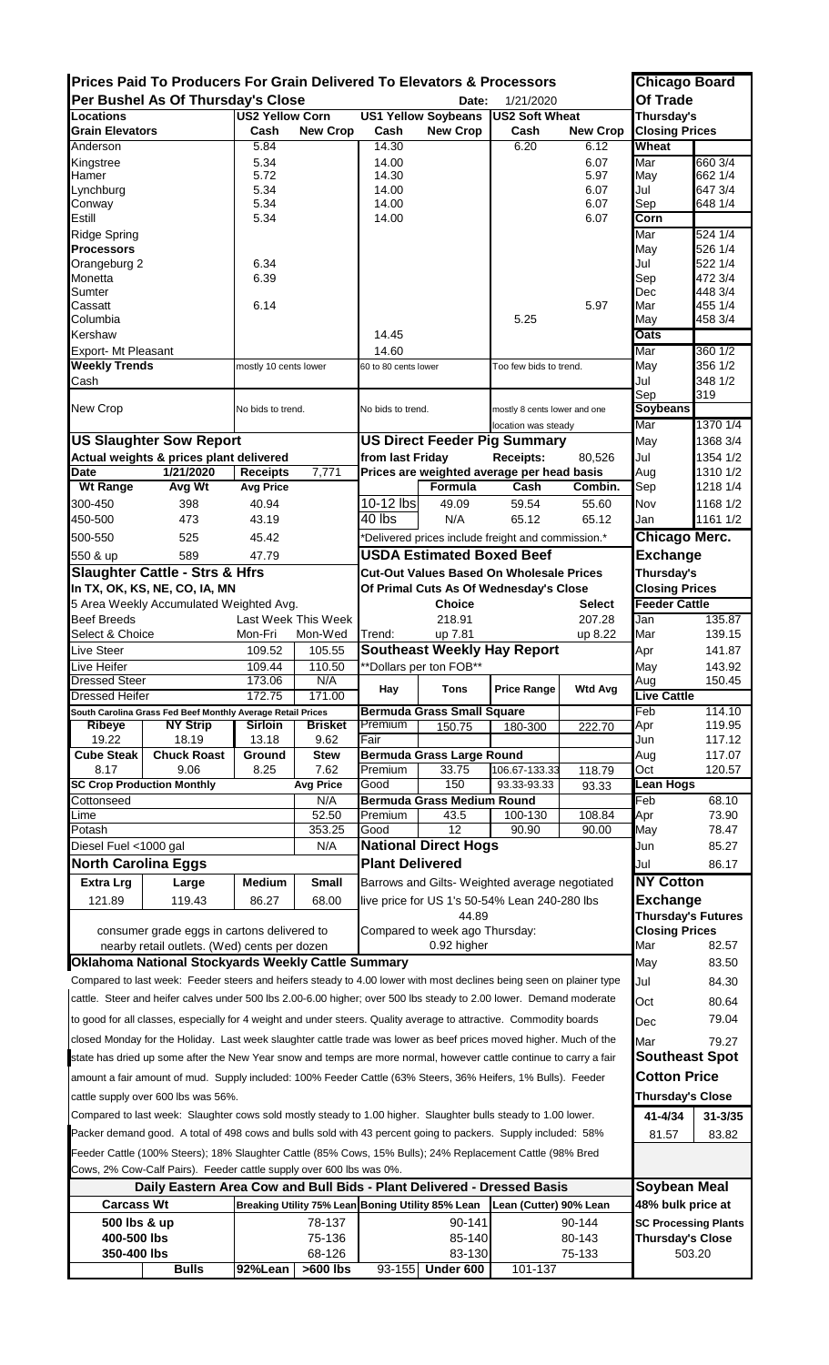## Prices Paid To Producers For Grain Delivered To Elevators & Processors

**Per Bushel As Of Thursday's Close** Date: 1/21/2020

| Locations | US2 Yellow Corn | | US1 Yellow Soybeans | | US2 Soft Wheat | |
|---|---|---|---|---|---|---|
| **Grain Elevators** | Cash | New Crop | Cash | New Crop | Cash | New Crop |
| Anderson | 5.84 | | 14.30 | | 6.20 | 6.12 |
| Kingstree | 5.34 | | 14.00 | | | 6.07 |
| Hamer | 5.72 | | 14.30 | | | 5.97 |
| Lynchburg | 5.34 | | 14.00 | | | 6.07 |
| Conway | 5.34 | | 14.00 | | | 6.07 |
| Estill | 5.34 | | 14.00 | | | 6.07 |
| Ridge Spring | | | | | | |
| **Processors** | | | | | | |
| Orangeburg 2 | 6.34 | | | | | |
| Monetta | 6.39 | | | | | |
| Sumter | | | | | | |
| Cassatt | 6.14 | | | | | 5.97 |
| Columbia | | | | | 5.25 | |
| Kershaw | | | 14.45 | | | |
| Export- Mt Pleasant | | | 14.60 | | | |
| **Weekly Trends** Cash | mostly 10 cents lower | | 60 to 80 cents lower | | Too few bids to trend. | |
| New Crop | No bids to trend. | | No bids to trend. | | mostly 8 cents lower and one location was steady | |

## Chicago Board Of Trade

Thursday's Closing Prices

| | |
|---|---|
| **Wheat** | |
| Mar | 660 3/4 |
| May | 662 1/4 |
| Jul | 647 3/4 |
| Sep | 648 1/4 |
| **Corn** | |
| Mar | 524 1/4 |
| May | 526 1/4 |
| Jul | 522 1/4 |
| Sep | 472 3/4 |
| Dec | 448 3/4 |
| Mar | 455 1/4 |
| May | 458 3/4 |
| **Oats** | |
| Mar | 360 1/2 |
| May | 356 1/2 |
| Jul | 348 1/2 |
| Sep | 319 |
| **Soybeans** | |
| Mar | 1370 1/4 |
| May | 1368 3/4 |
| Jul | 1354 1/2 |
| Aug | 1310 1/2 |
| Sep | 1218 1/4 |
| Nov | 1168 1/2 |
| Jan | 1161 1/2 |

## US Slaughter Sow Report

Actual weights & prices plant delivered

| Date | 1/21/2020 | Receipts | 7,771 |
|---|---|---|---|
| **Wt Range** | **Avg Wt** | **Avg Price** | |
| 300-450 | 398 | 40.94 | |
| 450-500 | 473 | 43.19 | |
| 500-550 | 525 | 45.42 | |
| 550 & up | 589 | 47.79 | |

## US Direct Feeder Pig Summary

from last Friday — Receipts: 80,526

Prices are weighted average per head basis

| | Formula | Cash | Combin. |
|---|---|---|---|
| 10-12 lbs | 49.09 | 59.54 | 55.60 |
| 40 lbs | N/A | 65.12 | 65.12 |

*Delivered prices include freight and commission.*

## Slaughter Cattle - Strs & Hfrs

In TX, OK, KS, NE, CO, IA, MN

5 Area Weekly Accumulated Weighted Avg.

| Beef Breeds | Last Week | This Week |
|---|---|---|
| Select & Choice | Mon-Fri | Mon-Wed |
| Live Steer | 109.52 | 105.55 |
| Live Heifer | 109.44 | 110.50 |
| Dressed Steer | 173.06 | N/A |
| Dressed Heifer | 172.75 | 171.00 |

## USDA Estimated Boxed Beef

Cut-Out Values Based On Wholesale Prices Of Primal Cuts As Of Wednesday's Close

| | Choice | Select |
|---|---|---|
| | 218.91 | 207.28 |
| Trend: | up 7.81 | up 8.22 |

**South Carolina Grass Fed Beef Monthly Average Retail Prices**

| Ribeye | NY Strip | Sirloin | Brisket |
|---|---|---|---|
| 19.22 | 18.19 | 13.18 | 9.62 |
| **Cube Steak** | **Chuck Roast** | **Ground** | **Stew** |
| 8.17 | 9.06 | 8.25 | 7.62 |

## Southeast Weekly Hay Report

**Dollars per ton FOB**

| Hay | Tons | Price Range | Wtd Avg |
|---|---|---|---|
| **Bermuda Grass Small Square** | | | |
| Premium | 150.75 | 180-300 | 222.70 |
| Fair | | | |
| **Bermuda Grass Large Round** | | | |
| Premium | 33.75 | 106.67-133.33 | 118.79 |
| Good | 150 | 93.33-93.33 | 93.33 |
| **Bermuda Grass Medium Round** | | | |
| Premium | 43.5 | 100-130 | 108.84 |
| Good | 12 | 90.90 | 90.00 |

## SC Crop Production Monthly

| | Avg Price |
|---|---|
| Cottonseed | N/A |
| Lime | 52.50 |
| Potash | 353.25 |
| Diesel Fuel <1000 gal | N/A |

## National Direct Hogs

**Plant Delivered**

Barrows and Gilts- Weighted average negotiated live price for US 1's 50-54% Lean 240-280 lbs

44.89

Compared to week ago Thursday:

0.92 higher

## North Carolina Eggs

| Extra Lrg | Large | Medium | Small |
|---|---|---|---|
| 121.89 | 119.43 | 86.27 | 68.00 |

consumer grade eggs in cartons delivered to nearby retail outlets. (Wed) cents per dozen

## Chicago Merc. Exchange

Thursday's Closing Prices

| | |
|---|---|
| **Feeder Cattle** | |
| Jan | 135.87 |
| Mar | 139.15 |
| Apr | 141.87 |
| May | 143.92 |
| Aug | 150.45 |
| **Live Cattle** | |
| Feb | 114.10 |
| Apr | 119.95 |
| Jun | 117.12 |
| Aug | 117.07 |
| Oct | 120.57 |
| **Lean Hogs** | |
| Feb | 68.10 |
| Apr | 73.90 |
| May | 78.47 |
| Jun | 85.27 |
| Jul | 86.17 |

## NY Cotton Exchange

Thursday's Futures Closing Prices

| | |
|---|---|
| Mar | 82.57 |
| May | 83.50 |
| Jul | 84.30 |
| Oct | 80.64 |
| Dec | 79.04 |
| Mar | 79.27 |

## Southeast Spot Cotton Price

Thursday's Close

| 41-4/34 | 31-3/35 |
|---|---|
| 81.57 | 83.82 |

## Oklahoma National Stockyards Weekly Cattle Summary

Compared to last week: Feeder steers and heifers steady to 4.00 lower with most declines being seen on plainer type cattle. Steer and heifer calves under 500 lbs 2.00-6.00 higher; over 500 lbs steady to 2.00 lower. Demand moderate to good for all classes, especially for 4 weight and under steers. Quality average to attractive. Commodity boards closed Monday for the Holiday. Last week slaughter cattle trade was lower as beef prices moved higher. Much of the state has dried up some after the New Year snow and temps are more normal, however cattle continue to carry a fair amount a fair amount of mud. Supply included: 100% Feeder Cattle (63% Steers, 36% Heifers, 1% Bulls). Feeder cattle supply over 600 lbs was 56%.

Compared to last week: Slaughter cows sold mostly steady to 1.00 higher. Slaughter bulls steady to 1.00 lower. Packer demand good. A total of 498 cows and bulls sold with 43 percent going to packers. Supply included: 58% Feeder Cattle (100% Steers); 18% Slaughter Cattle (85% Cows, 15% Bulls); 24% Replacement Cattle (98% Bred Cows, 2% Cow-Calf Pairs). Feeder cattle supply over 600 lbs was 0%.

## Daily Eastern Area Cow and Bull Bids - Plant Delivered - Dressed Basis

| Carcass Wt | | Breaking Utility 75% Lean | Boning Utility 85% Lean | Lean (Cutter) 90% Lean |
|---|---|---|---|---|
| 500 lbs & up | | 78-137 | 90-141 | 90-144 |
| 400-500 lbs | | 75-136 | 85-140 | 80-143 |
| 350-400 lbs | | 68-126 | 83-130 | 75-133 |
| **Bulls** | 92%Lean | >600 lbs 93-155 | Under 600 | 101-137 |

## Soybean Meal

48% bulk price at SC Processing Plants

Thursday's Close

503.20